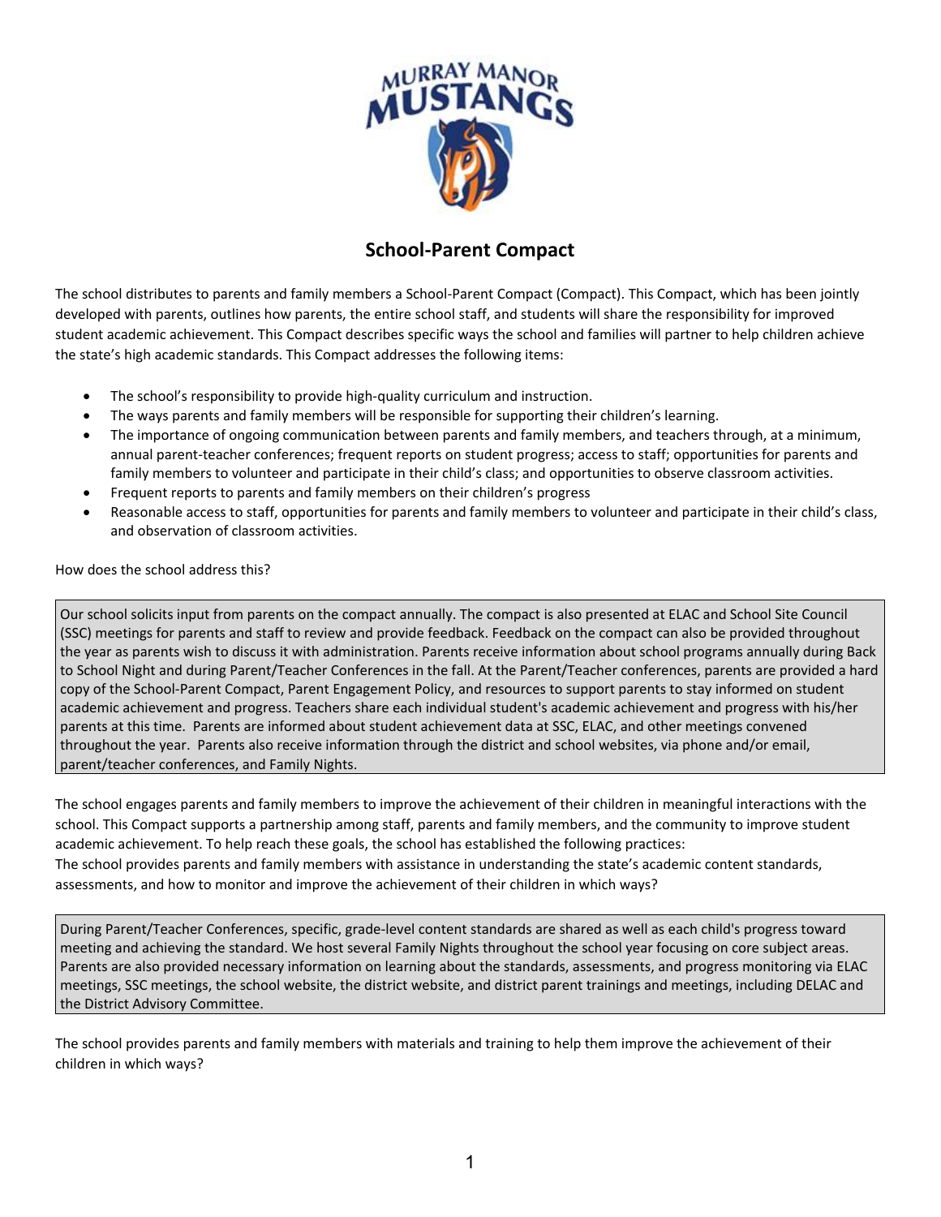# School-Parent Compact

The school distributes to parents and family members a School-Parent Compact (Compact). This Compact, which has been jointly developed with parents, outlines how parents, the entire school staff, and students will share the responsibility for improved student academic achievement. This Compact describes specific ways the school and families will partner to help children achieve the state's high academic standards. This Compact addresses the following items:

- The school's responsibility to provide high-quality curriculum and instruction.
- The ways parents and family members will be responsible for supporting their children's learning.
- The importance of ongoing communication between parents and family members, and teachers through, at a minimum, annual parent-teacher conferences; frequent reports on student progress; access to staff; opportunities for parents and family members to volunteer and participate in their child's class; and opportunities to observe classroom activities.
- Frequent reports to parents and family members on their children's progress
- Reasonable access to staff, opportunities for parents and family members to volunteer and participate in their child's class, and observation of classroom activities.

How does the school address this?

> Our school solicits input from parents on the compact annually. The compact is also presented at ELAC and School Site Council (SSC) meetings for parents and staff to review and provide feedback. Feedback on the compact can also be provided throughout the year as parents wish to discuss it with administration. Parents receive information about school programs annually during Back to School Night and during Parent/Teacher Conferences in the fall. At the Parent/Teacher conferences, parents are provided a hard copy of the School-Parent Compact, Parent Engagement Policy, and resources to support parents to stay informed on student academic achievement and progress. Teachers share each individual student's academic achievement and progress with his/her parents at this time. Parents are informed about student achievement data at SSC, ELAC, and other meetings convened throughout the year. Parents also receive information through the district and school websites, via phone and/or email, parent/teacher conferences, and Family Nights.

The school engages parents and family members to improve the achievement of their children in meaningful interactions with the school. This Compact supports a partnership among staff, parents and family members, and the community to improve student academic achievement. To help reach these goals, the school has established the following practices:
The school provides parents and family members with assistance in understanding the state's academic content standards, assessments, and how to monitor and improve the achievement of their children in which ways?

> During Parent/Teacher Conferences, specific, grade-level content standards are shared as well as each child's progress toward meeting and achieving the standard. We host several Family Nights throughout the school year focusing on core subject areas. Parents are also provided necessary information on learning about the standards, assessments, and progress monitoring via ELAC meetings, SSC meetings, the school website, the district website, and district parent trainings and meetings, including DELAC and the District Advisory Committee.

The school provides parents and family members with materials and training to help them improve the achievement of their children in which ways?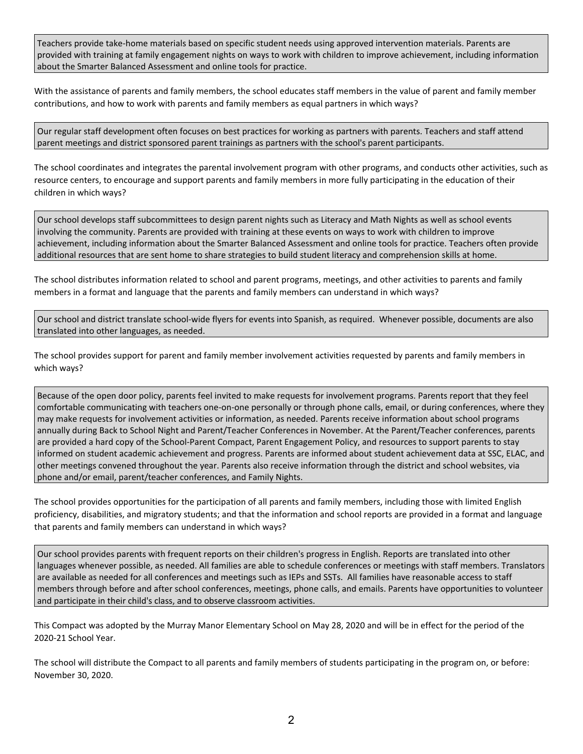Teachers provide take-home materials based on specific student needs using approved intervention materials. Parents are provided with training at family engagement nights on ways to work with children to improve achievement, including information about the Smarter Balanced Assessment and online tools for practice.

With the assistance of parents and family members, the school educates staff members in the value of parent and family member contributions, and how to work with parents and family members as equal partners in which ways?

Our regular staff development often focuses on best practices for working as partners with parents. Teachers and staff attend parent meetings and district sponsored parent trainings as partners with the school's parent participants.

The school coordinates and integrates the parental involvement program with other programs, and conducts other activities, such as resource centers, to encourage and support parents and family members in more fully participating in the education of their children in which ways?

Our school develops staff subcommittees to design parent nights such as Literacy and Math Nights as well as school events involving the community. Parents are provided with training at these events on ways to work with children to improve achievement, including information about the Smarter Balanced Assessment and online tools for practice. Teachers often provide additional resources that are sent home to share strategies to build student literacy and comprehension skills at home.

The school distributes information related to school and parent programs, meetings, and other activities to parents and family members in a format and language that the parents and family members can understand in which ways?

Our school and district translate school-wide flyers for events into Spanish, as required. Whenever possible, documents are also translated into other languages, as needed.

The school provides support for parent and family member involvement activities requested by parents and family members in which ways?

Because of the open door policy, parents feel invited to make requests for involvement programs. Parents report that they feel comfortable communicating with teachers one-on-one personally or through phone calls, email, or during conferences, where they may make requests for involvement activities or information, as needed. Parents receive information about school programs annually during Back to School Night and Parent/Teacher Conferences in November. At the Parent/Teacher conferences, parents are provided a hard copy of the School-Parent Compact, Parent Engagement Policy, and resources to support parents to stay informed on student academic achievement and progress. Parents are informed about student achievement data at SSC, ELAC, and other meetings convened throughout the year. Parents also receive information through the district and school websites, via phone and/or email, parent/teacher conferences, and Family Nights.

The school provides opportunities for the participation of all parents and family members, including those with limited English proficiency, disabilities, and migratory students; and that the information and school reports are provided in a format and language that parents and family members can understand in which ways?

Our school provides parents with frequent reports on their children's progress in English. Reports are translated into other languages whenever possible, as needed. All families are able to schedule conferences or meetings with staff members. Translators are available as needed for all conferences and meetings such as IEPs and SSTs. All families have reasonable access to staff members through before and after school conferences, meetings, phone calls, and emails. Parents have opportunities to volunteer and participate in their child's class, and to observe classroom activities.

This Compact was adopted by the Murray Manor Elementary School on May 28, 2020 and will be in effect for the period of the 2020-21 School Year.

The school will distribute the Compact to all parents and family members of students participating in the program on, or before: November 30, 2020.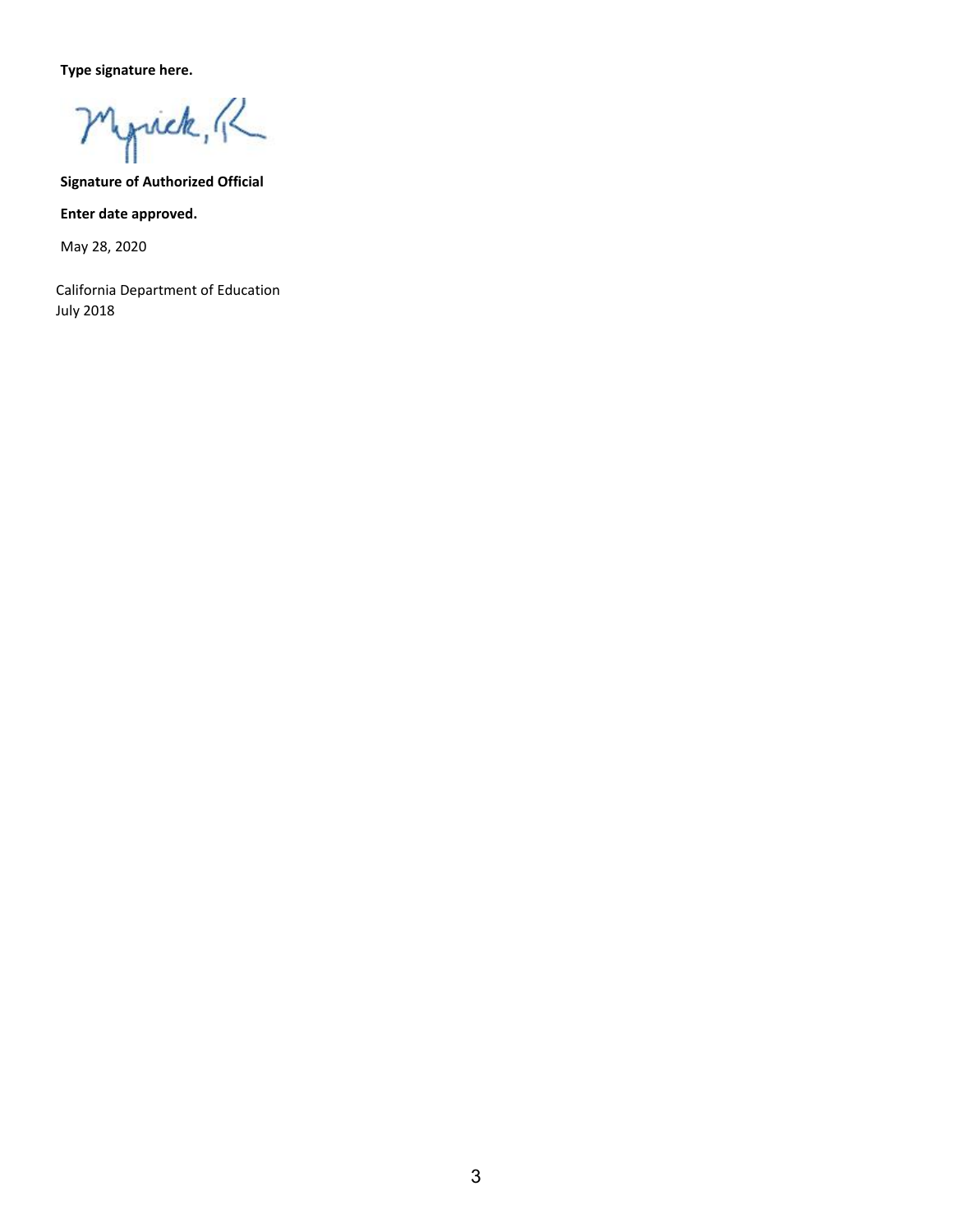**Type signature here.**

Myrick, R

**Signature of Authorized Official**

**Enter date approved.**

May 28, 2020

California Department of Education
July 2018